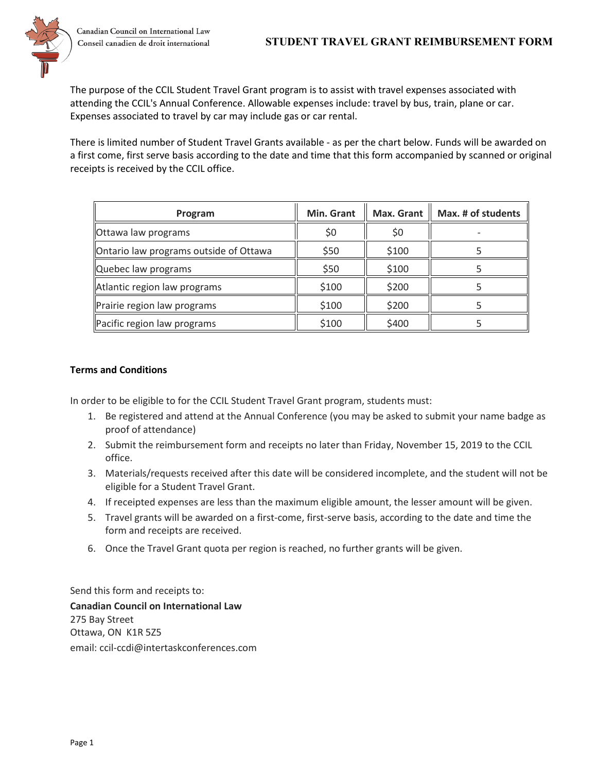Canadian Council on International Law
Conseil canadien de droit international

# STUDENT TRAVEL GRANT REIMBURSEMENT FORM

The purpose of the CCIL Student Travel Grant program is to assist with travel expenses associated with attending the CCIL's Annual Conference. Allowable expenses include: travel by bus, train, plane or car. Expenses associated to travel by car may include gas or car rental.

There is limited number of Student Travel Grants available - as per the chart below. Funds will be awarded on a first come, first serve basis according to the date and time that this form accompanied by scanned or original receipts is received by the CCIL office.

| Program | Min. Grant | Max. Grant | Max. # of students |
|---|---|---|---|
| Ottawa law programs | $0 | $0 | - |
| Ontario law programs outside of Ottawa | $50 | $100 | 5 |
| Quebec law programs | $50 | $100 | 5 |
| Atlantic region law programs | $100 | $200 | 5 |
| Prairie region law programs | $100 | $200 | 5 |
| Pacific region law programs | $100 | $400 | 5 |

**Terms and Conditions**

In order to be eligible to for the CCIL Student Travel Grant program, students must:

1. Be registered and attend at the Annual Conference (you may be asked to submit your name badge as proof of attendance)
2. Submit the reimbursement form and receipts no later than Friday, November 15, 2019 to the CCIL office.
3. Materials/requests received after this date will be considered incomplete, and the student will not be eligible for a Student Travel Grant.
4. If receipted expenses are less than the maximum eligible amount, the lesser amount will be given.
5. Travel grants will be awarded on a first-come, first-serve basis, according to the date and time the form and receipts are received.
6. Once the Travel Grant quota per region is reached, no further grants will be given.

Send this form and receipts to:

**Canadian Council on International Law**
275 Bay Street
Ottawa, ON K1R 5Z5
email: ccil-ccdi@intertaskconferences.com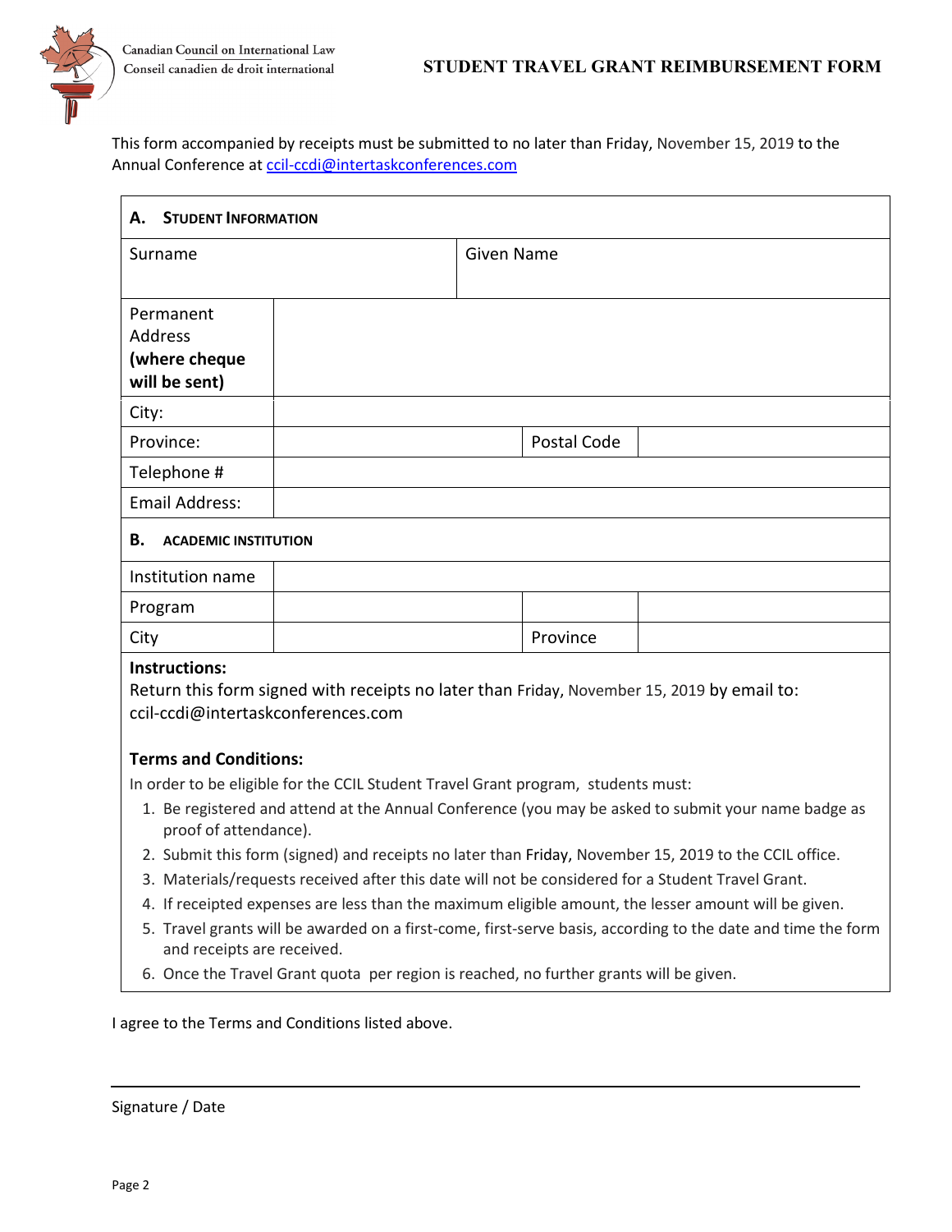Canadian Council on International Law
Conseil canadien de droit international

# STUDENT TRAVEL GRANT REIMBURSEMENT FORM

This form accompanied by receipts must be submitted to no later than Friday, November 15, 2019 to the Annual Conference at ccil-ccdi@intertaskconferences.com

| | | | |
|---|---|---|---|
| **A. STUDENT INFORMATION** | | | |
| Surname | | Given Name | |
| Permanent Address **(where cheque will be sent)** | | | |
| City: | | | |
| Province: | | Postal Code | |
| Telephone # | | | |
| Email Address: | | | |
| **B. ACADEMIC INSTITUTION** | | | |
| Institution name | | | |
| Program | | | |
| City | | Province | |

**Instructions:**
Return this form signed with receipts no later than Friday, November 15, 2019 by email to: ccil-ccdi@intertaskconferences.com

**Terms and Conditions:**
In order to be eligible for the CCIL Student Travel Grant program, students must:

1. Be registered and attend at the Annual Conference (you may be asked to submit your name badge as proof of attendance).
2. Submit this form (signed) and receipts no later than Friday, November 15, 2019 to the CCIL office.
3. Materials/requests received after this date will not be considered for a Student Travel Grant.
4. If receipted expenses are less than the maximum eligible amount, the lesser amount will be given.
5. Travel grants will be awarded on a first-come, first-serve basis, according to the date and time the form and receipts are received.
6. Once the Travel Grant quota per region is reached, no further grants will be given.

I agree to the Terms and Conditions listed above.

Signature / Date